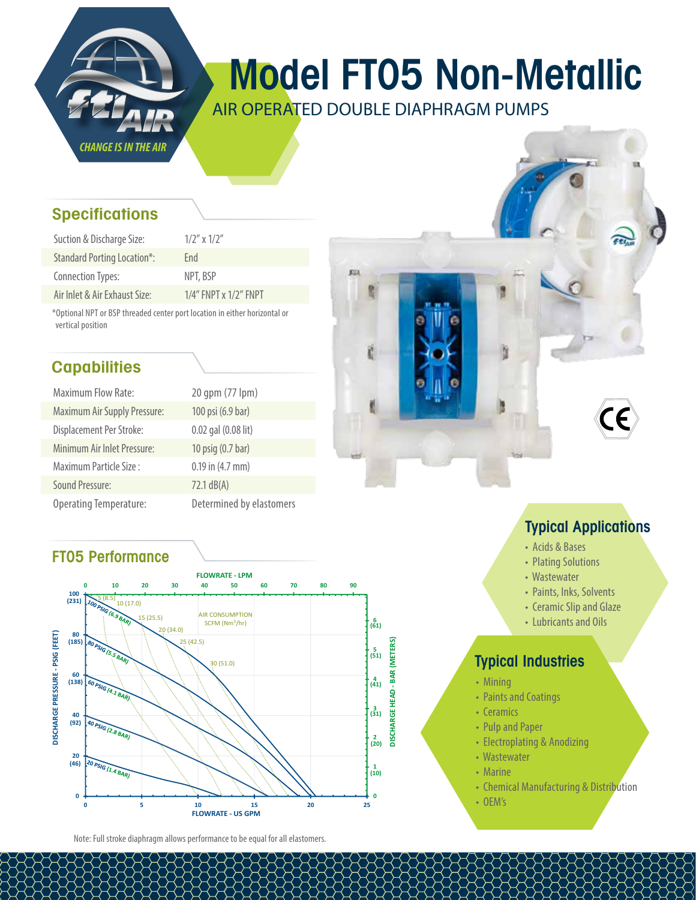# Model FT05 Non-Metallic

AIR OPERATED DOUBLE DIAPHRAGM PUMPS

ftiAIR — CHANGE IS IN THE AIR

## Specifications

| | |
|---|---|
| Suction & Discharge Size: | 1/2" x 1/2" |
| Standard Porting Location*: | End |
| Connection Types: | NPT, BSP |
| Air Inlet & Air Exhaust Size: | 1/4" FNPT x 1/2" FNPT |

*Optional NPT or BSP threaded center port location in either horizontal or vertical position

## Capabilities

| | |
|---|---|
| Maximum Flow Rate: | 20 gpm (77 lpm) |
| Maximum Air Supply Pressure: | 100 psi (6.9 bar) |
| Displacement Per Stroke: | 0.02 gal (0.08 lit) |
| Minimum Air Inlet Pressure: | 10 psig (0.7 bar) |
| Maximum Particle Size : | 0.19 in (4.7 mm) |
| Sound Pressure: | 72.1 dB(A) |
| Operating Temperature: | Determined by elastomers |

## FT05 Performance

FLOWRATE - LPM: 0, 10, 20, 30, 40, 50, 60, 70, 80, 90

DISCHARGE PRESSURE - PSIG (FEET): 0, 20 (46), 40 (92), 60 (138), 80 (185), 100 (231)

DISCHARGE HEAD - BAR (METERS): 0, 1 (10), 2 (20), 3 (31), 4 (41), 5 (51), 6 (61)

FLOWRATE - US GPM: 0, 5, 10, 15, 20, 25

Curves: 100 PSIG (6.9 BAR), 80 PSIG (5.5 BAR), 60 PSIG (4.1 BAR), 40 PSIG (2.8 BAR), 20 PSIG (1.4 BAR)

AIR CONSUMPTION SCFM ($Nm^3/hr$): 5 (8.5), 10 (17.0), 15 (25.5), 20 (34.0), 25 (42.5), 30 (51.0)

Note: Full stroke diaphragm allows performance to be equal for all elastomers.

## Typical Applications

- Acids & Bases
- Plating Solutions
- Wastewater
- Paints, Inks, Solvents
- Ceramic Slip and Glaze
- Lubricants and Oils

## Typical Industries

- Mining
- Paints and Coatings
- Ceramics
- Pulp and Paper
- Electroplating & Anodizing
- Wastewater
- Marine
- Chemical Manufacturing & Distribution
- OEM's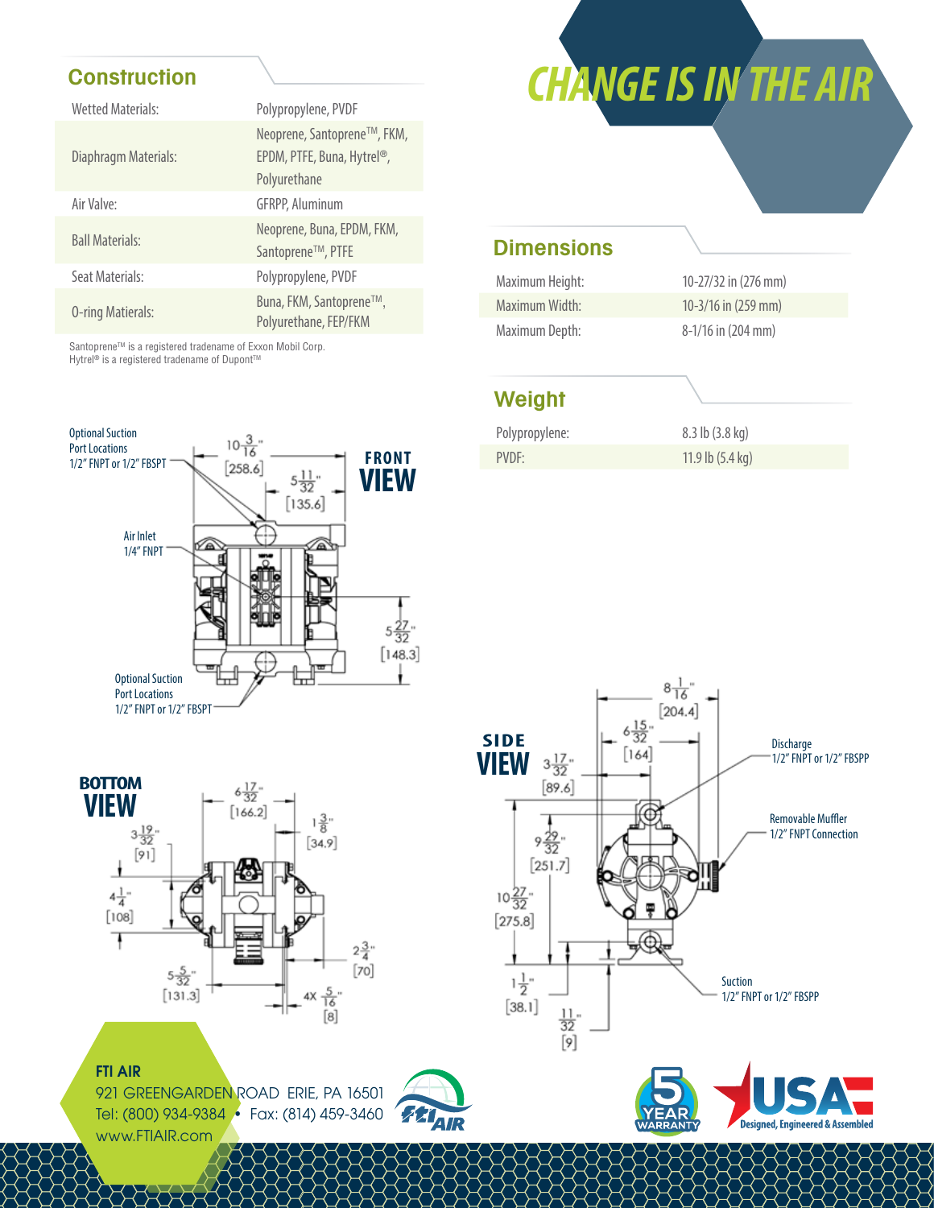## Construction

| | |
|---|---|
| Wetted Materials: | Polypropylene, PVDF |
| Diaphragm Materials: | Neoprene, Santoprene™, FKM, EPDM, PTFE, Buna, Hytrel®, Polyurethane |
| Air Valve: | GFRPP, Aluminum |
| Ball Materials: | Neoprene, Buna, EPDM, FKM, Santoprene™, PTFE |
| Seat Materials: | Polypropylene, PVDF |
| O-ring Matierals: | Buna, FKM, Santoprene™, Polyurethane, FEP/FKM |

Santoprene™ is a registered tradename of Exxon Mobil Corp.
Hytrel® is a registered tradename of Dupont™

# CHANGE IS IN THE AIR

## Dimensions

| | |
|---|---|
| Maximum Height: | 10-27/32 in (276 mm) |
| Maximum Width: | 10-3/16 in (259 mm) |
| Maximum Depth: | 8-1/16 in (204 mm) |

## Weight

| | |
|---|---|
| Polypropylene: | 8.3 lb (3.8 kg) |
| PVDF: | 11.9 lb (5.4 kg) |

### FRONT VIEW

Optional Suction Port Locations 1/2" FNPT or 1/2" FBSPT

$10\frac{3}{16}$" [258.6]

$5\frac{11}{32}$" [135.6]

Air Inlet 1/4" FNPT

$5\frac{27}{32}$" [148.3]

Optional Suction Port Locations 1/2" FNPT or 1/2" FBSPT

### BOTTOM VIEW

$6\frac{17}{32}$" [166.2]

$1\frac{3}{8}$" [34.9]

$3\frac{19}{32}$" [91]

$4\frac{1}{4}$" [108]

$2\frac{3}{4}$" [70]

$5\frac{5}{32}$" [131.3]

4X $\frac{5}{16}$" [8]

### SIDE VIEW

$8\frac{1}{16}$" [204.4]

$6\frac{15}{32}$" [164]

$3\frac{17}{32}$" [89.6]

Discharge 1/2" FNPT or 1/2" FBSPP

$9\frac{29}{32}$" [251.7]

Removable Muffler 1/2" FNPT Connection

$10\frac{27}{32}$" [275.8]

$1\frac{1}{2}$" [38.1]

$\frac{11}{32}$" [9]

Suction 1/2" FNPT or 1/2" FBSPP

**FTI AIR**
921 GREENGARDEN ROAD ERIE, PA 16501
Tel: (800) 934-9384 • Fax: (814) 459-3460
www.FTIAIR.com

5 YEAR WARRANTY

USA Designed, Engineered & Assembled